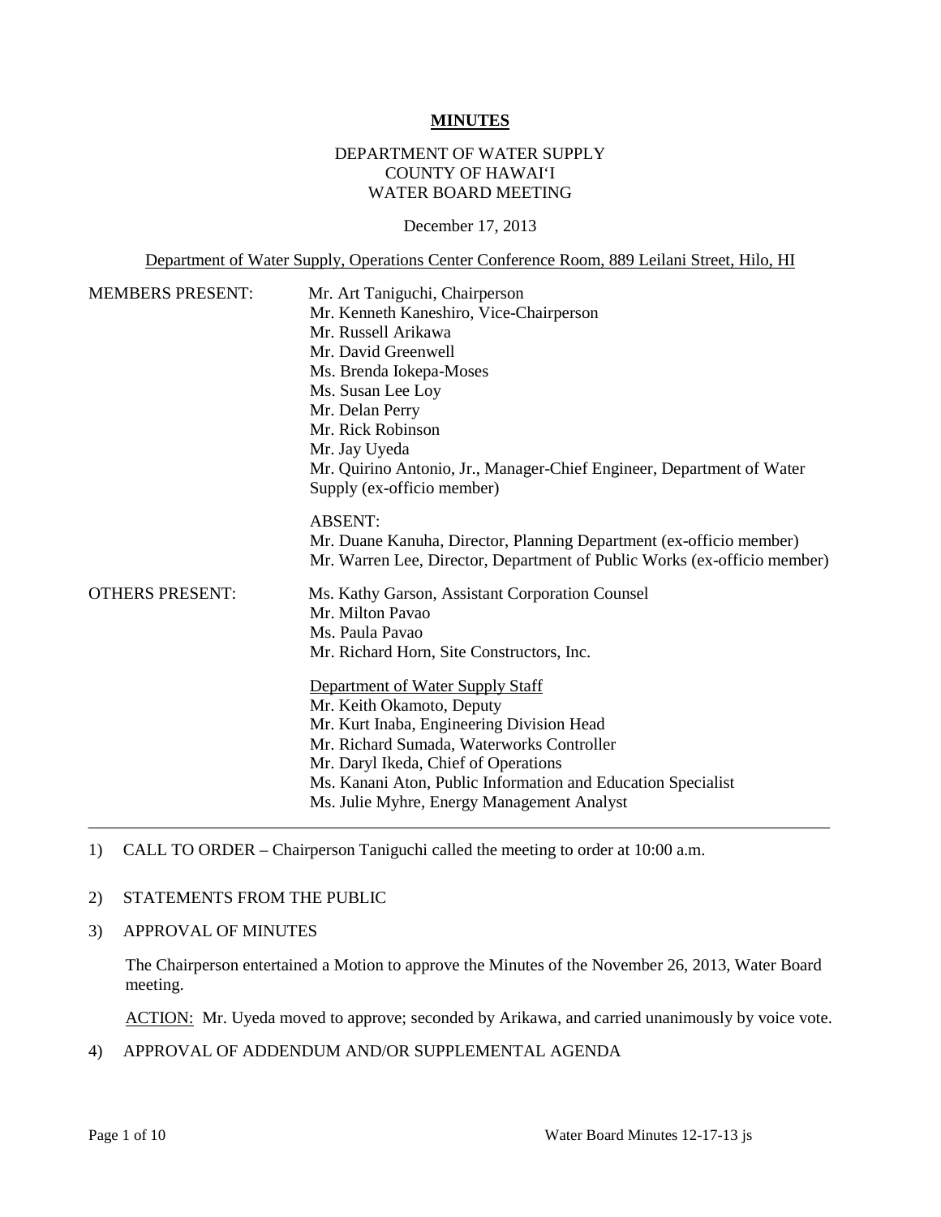**MINUTES**

DEPARTMENT OF WATER SUPPLY
COUNTY OF HAWAIʻI
WATER BOARD MEETING

December 17, 2013

Department of Water Supply, Operations Center Conference Room, 889 Leilani Street, Hilo, HI

MEMBERS PRESENT:
Mr. Art Taniguchi, Chairperson
Mr. Kenneth Kaneshiro, Vice-Chairperson
Mr. Russell Arikawa
Mr. David Greenwell
Ms. Brenda Iokepa-Moses
Ms. Susan Lee Loy
Mr. Delan Perry
Mr. Rick Robinson
Mr. Jay Uyeda
Mr. Quirino Antonio, Jr., Manager-Chief Engineer, Department of Water Supply (ex-officio member)

ABSENT:
Mr. Duane Kanuha, Director, Planning Department (ex-officio member)
Mr. Warren Lee, Director, Department of Public Works (ex-officio member)

OTHERS PRESENT:
Ms. Kathy Garson, Assistant Corporation Counsel
Mr. Milton Pavao
Ms. Paula Pavao
Mr. Richard Horn, Site Constructors, Inc.

Department of Water Supply Staff
Mr. Keith Okamoto, Deputy
Mr. Kurt Inaba, Engineering Division Head
Mr. Richard Sumada, Waterworks Controller
Mr. Daryl Ikeda, Chief of Operations
Ms. Kanani Aton, Public Information and Education Specialist
Ms. Julie Myhre, Energy Management Analyst

---

1) CALL TO ORDER – Chairperson Taniguchi called the meeting to order at 10:00 a.m.

2) STATEMENTS FROM THE PUBLIC

3) APPROVAL OF MINUTES

The Chairperson entertained a Motion to approve the Minutes of the November 26, 2013, Water Board meeting.

ACTION: Mr. Uyeda moved to approve; seconded by Arikawa, and carried unanimously by voice vote.

4) APPROVAL OF ADDENDUM AND/OR SUPPLEMENTAL AGENDA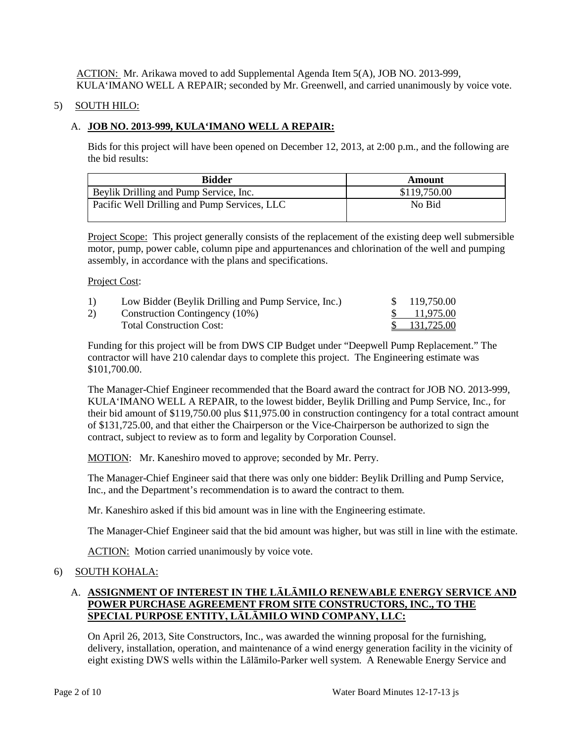ACTION: Mr. Arikawa moved to add Supplemental Agenda Item 5(A), JOB NO. 2013-999, KULA'IMANO WELL A REPAIR; seconded by Mr. Greenwell, and carried unanimously by voice vote.

5) SOUTH HILO:

A. **JOB NO. 2013-999, KULA'IMANO WELL A REPAIR:**

Bids for this project will have been opened on December 12, 2013, at 2:00 p.m., and the following are the bid results:

| Bidder | Amount |
|---|---|
| Beylik Drilling and Pump Service, Inc. | $119,750.00 |
| Pacific Well Drilling and Pump Services, LLC | No Bid |

Project Scope: This project generally consists of the replacement of the existing deep well submersible motor, pump, power cable, column pipe and appurtenances and chlorination of the well and pumping assembly, in accordance with the plans and specifications.

Project Cost:

| | | |
|---|---|---|
| 1) | Low Bidder (Beylik Drilling and Pump Service, Inc.) | $ 119,750.00 |
| 2) | Construction Contingency (10%) | $ 11,975.00 |
| | Total Construction Cost: | $ 131,725.00 |

Funding for this project will be from DWS CIP Budget under "Deepwell Pump Replacement." The contractor will have 210 calendar days to complete this project. The Engineering estimate was $101,700.00.

The Manager-Chief Engineer recommended that the Board award the contract for JOB NO. 2013-999, KULA'IMANO WELL A REPAIR, to the lowest bidder, Beylik Drilling and Pump Service, Inc., for their bid amount of $119,750.00 plus $11,975.00 in construction contingency for a total contract amount of $131,725.00, and that either the Chairperson or the Vice-Chairperson be authorized to sign the contract, subject to review as to form and legality by Corporation Counsel.

MOTION: Mr. Kaneshiro moved to approve; seconded by Mr. Perry.

The Manager-Chief Engineer said that there was only one bidder: Beylik Drilling and Pump Service, Inc., and the Department's recommendation is to award the contract to them.

Mr. Kaneshiro asked if this bid amount was in line with the Engineering estimate.

The Manager-Chief Engineer said that the bid amount was higher, but was still in line with the estimate.

ACTION: Motion carried unanimously by voice vote.

6) SOUTH KOHALA:

A. **ASSIGNMENT OF INTEREST IN THE LĀLĀMILO RENEWABLE ENERGY SERVICE AND POWER PURCHASE AGREEMENT FROM SITE CONSTRUCTORS, INC., TO THE SPECIAL PURPOSE ENTITY, LĀLĀMILO WIND COMPANY, LLC:**

On April 26, 2013, Site Constructors, Inc., was awarded the winning proposal for the furnishing, delivery, installation, operation, and maintenance of a wind energy generation facility in the vicinity of eight existing DWS wells within the Lālāmilo-Parker well system. A Renewable Energy Service and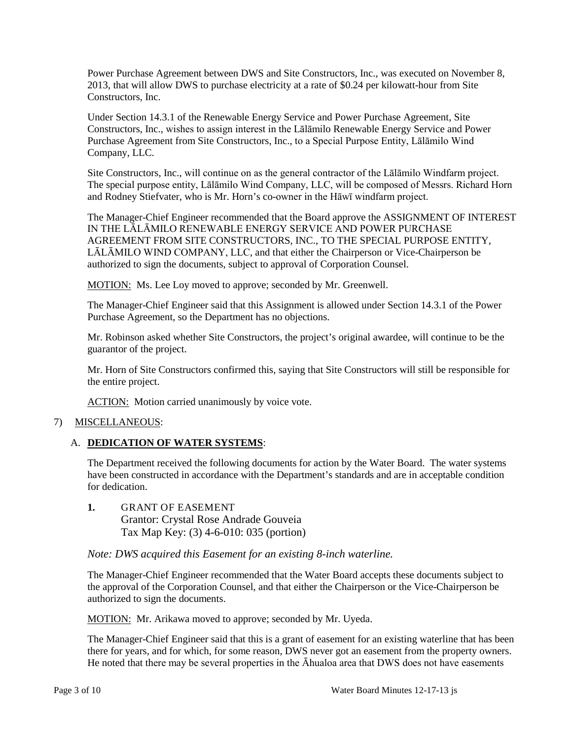Power Purchase Agreement between DWS and Site Constructors, Inc., was executed on November 8, 2013, that will allow DWS to purchase electricity at a rate of $0.24 per kilowatt-hour from Site Constructors, Inc.

Under Section 14.3.1 of the Renewable Energy Service and Power Purchase Agreement, Site Constructors, Inc., wishes to assign interest in the Lālāmilo Renewable Energy Service and Power Purchase Agreement from Site Constructors, Inc., to a Special Purpose Entity, Lālāmilo Wind Company, LLC.

Site Constructors, Inc., will continue on as the general contractor of the Lālāmilo Windfarm project. The special purpose entity, Lālāmilo Wind Company, LLC, will be composed of Messrs. Richard Horn and Rodney Stiefvater, who is Mr. Horn's co-owner in the Hāwī windfarm project.

The Manager-Chief Engineer recommended that the Board approve the ASSIGNMENT OF INTEREST IN THE LĀLĀMILO RENEWABLE ENERGY SERVICE AND POWER PURCHASE AGREEMENT FROM SITE CONSTRUCTORS, INC., TO THE SPECIAL PURPOSE ENTITY, LĀLĀMILO WIND COMPANY, LLC, and that either the Chairperson or Vice-Chairperson be authorized to sign the documents, subject to approval of Corporation Counsel.

MOTION: Ms. Lee Loy moved to approve; seconded by Mr. Greenwell.

The Manager-Chief Engineer said that this Assignment is allowed under Section 14.3.1 of the Power Purchase Agreement, so the Department has no objections.

Mr. Robinson asked whether Site Constructors, the project's original awardee, will continue to be the guarantor of the project.

Mr. Horn of Site Constructors confirmed this, saying that Site Constructors will still be responsible for the entire project.

ACTION: Motion carried unanimously by voice vote.

7) MISCELLANEOUS:

A. **DEDICATION OF WATER SYSTEMS**:

The Department received the following documents for action by the Water Board. The water systems have been constructed in accordance with the Department's standards and are in acceptable condition for dedication.

**1.** GRANT OF EASEMENT
Grantor: Crystal Rose Andrade Gouveia
Tax Map Key: (3) 4-6-010: 035 (portion)

*Note: DWS acquired this Easement for an existing 8-inch waterline.*

The Manager-Chief Engineer recommended that the Water Board accepts these documents subject to the approval of the Corporation Counsel, and that either the Chairperson or the Vice-Chairperson be authorized to sign the documents.

MOTION: Mr. Arikawa moved to approve; seconded by Mr. Uyeda.

The Manager-Chief Engineer said that this is a grant of easement for an existing waterline that has been there for years, and for which, for some reason, DWS never got an easement from the property owners. He noted that there may be several properties in the Āhualoa area that DWS does not have easements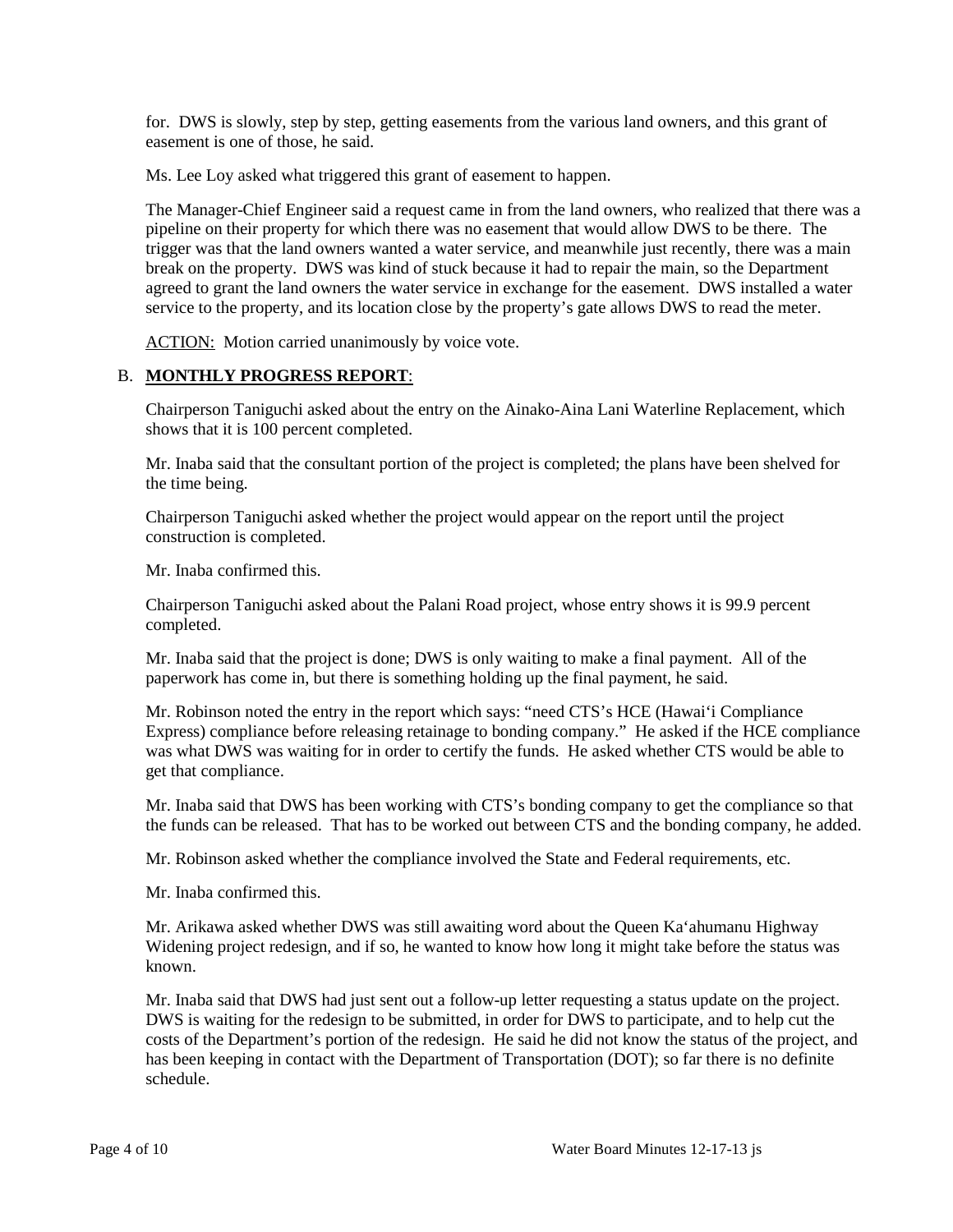for. DWS is slowly, step by step, getting easements from the various land owners, and this grant of easement is one of those, he said.

Ms. Lee Loy asked what triggered this grant of easement to happen.

The Manager-Chief Engineer said a request came in from the land owners, who realized that there was a pipeline on their property for which there was no easement that would allow DWS to be there. The trigger was that the land owners wanted a water service, and meanwhile just recently, there was a main break on the property. DWS was kind of stuck because it had to repair the main, so the Department agreed to grant the land owners the water service in exchange for the easement. DWS installed a water service to the property, and its location close by the property's gate allows DWS to read the meter.

ACTION: Motion carried unanimously by voice vote.

B. **MONTHLY PROGRESS REPORT**:

Chairperson Taniguchi asked about the entry on the Ainako-Aina Lani Waterline Replacement, which shows that it is 100 percent completed.

Mr. Inaba said that the consultant portion of the project is completed; the plans have been shelved for the time being.

Chairperson Taniguchi asked whether the project would appear on the report until the project construction is completed.

Mr. Inaba confirmed this.

Chairperson Taniguchi asked about the Palani Road project, whose entry shows it is 99.9 percent completed.

Mr. Inaba said that the project is done; DWS is only waiting to make a final payment. All of the paperwork has come in, but there is something holding up the final payment, he said.

Mr. Robinson noted the entry in the report which says: "need CTS's HCE (Hawai'i Compliance Express) compliance before releasing retainage to bonding company." He asked if the HCE compliance was what DWS was waiting for in order to certify the funds. He asked whether CTS would be able to get that compliance.

Mr. Inaba said that DWS has been working with CTS's bonding company to get the compliance so that the funds can be released. That has to be worked out between CTS and the bonding company, he added.

Mr. Robinson asked whether the compliance involved the State and Federal requirements, etc.

Mr. Inaba confirmed this.

Mr. Arikawa asked whether DWS was still awaiting word about the Queen Ka'ahumanu Highway Widening project redesign, and if so, he wanted to know how long it might take before the status was known.

Mr. Inaba said that DWS had just sent out a follow-up letter requesting a status update on the project. DWS is waiting for the redesign to be submitted, in order for DWS to participate, and to help cut the costs of the Department's portion of the redesign. He said he did not know the status of the project, and has been keeping in contact with the Department of Transportation (DOT); so far there is no definite schedule.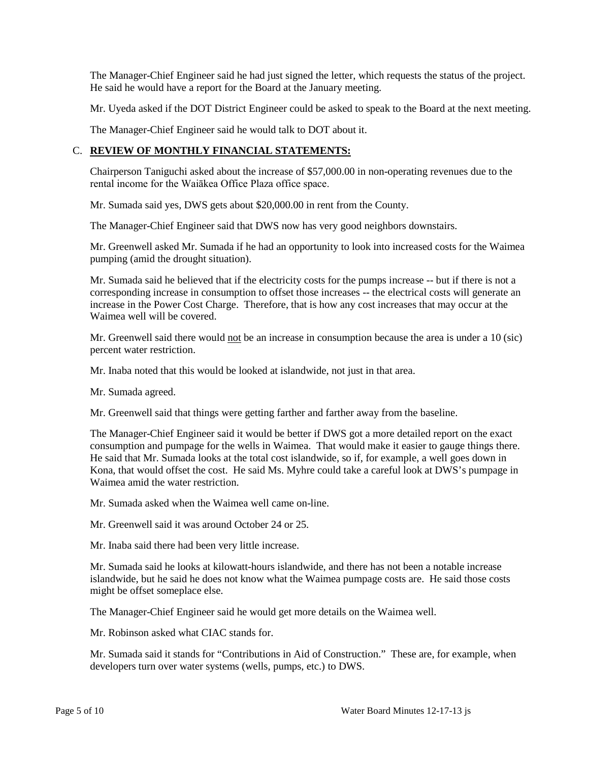The Manager-Chief Engineer said he had just signed the letter, which requests the status of the project. He said he would have a report for the Board at the January meeting.

Mr. Uyeda asked if the DOT District Engineer could be asked to speak to the Board at the next meeting.

The Manager-Chief Engineer said he would talk to DOT about it.

## C. **REVIEW OF MONTHLY FINANCIAL STATEMENTS:**

Chairperson Taniguchi asked about the increase of $57,000.00 in non-operating revenues due to the rental income for the Waiākea Office Plaza office space.

Mr. Sumada said yes, DWS gets about $20,000.00 in rent from the County.

The Manager-Chief Engineer said that DWS now has very good neighbors downstairs.

Mr. Greenwell asked Mr. Sumada if he had an opportunity to look into increased costs for the Waimea pumping (amid the drought situation).

Mr. Sumada said he believed that if the electricity costs for the pumps increase -- but if there is not a corresponding increase in consumption to offset those increases -- the electrical costs will generate an increase in the Power Cost Charge. Therefore, that is how any cost increases that may occur at the Waimea well will be covered.

Mr. Greenwell said there would not be an increase in consumption because the area is under a 10 (sic) percent water restriction.

Mr. Inaba noted that this would be looked at islandwide, not just in that area.

Mr. Sumada agreed.

Mr. Greenwell said that things were getting farther and farther away from the baseline.

The Manager-Chief Engineer said it would be better if DWS got a more detailed report on the exact consumption and pumpage for the wells in Waimea. That would make it easier to gauge things there. He said that Mr. Sumada looks at the total cost islandwide, so if, for example, a well goes down in Kona, that would offset the cost. He said Ms. Myhre could take a careful look at DWS's pumpage in Waimea amid the water restriction.

Mr. Sumada asked when the Waimea well came on-line.

Mr. Greenwell said it was around October 24 or 25.

Mr. Inaba said there had been very little increase.

Mr. Sumada said he looks at kilowatt-hours islandwide, and there has not been a notable increase islandwide, but he said he does not know what the Waimea pumpage costs are. He said those costs might be offset someplace else.

The Manager-Chief Engineer said he would get more details on the Waimea well.

Mr. Robinson asked what CIAC stands for.

Mr. Sumada said it stands for "Contributions in Aid of Construction." These are, for example, when developers turn over water systems (wells, pumps, etc.) to DWS.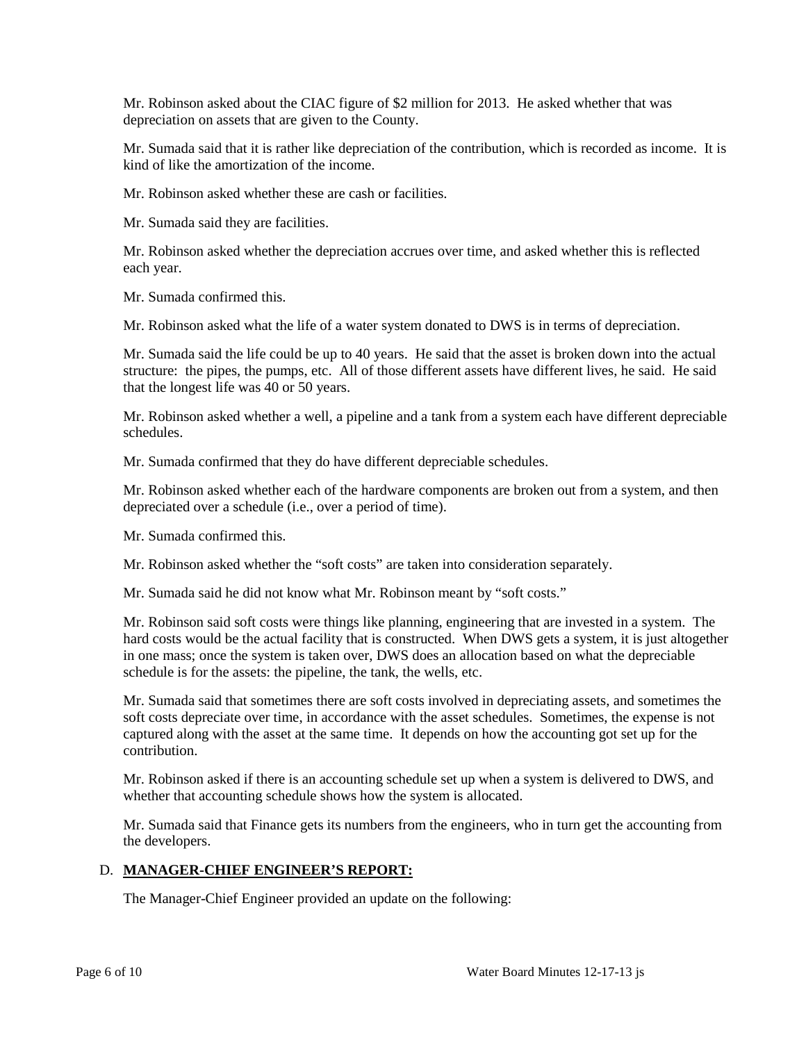Mr. Robinson asked about the CIAC figure of $2 million for 2013. He asked whether that was depreciation on assets that are given to the County.

Mr. Sumada said that it is rather like depreciation of the contribution, which is recorded as income. It is kind of like the amortization of the income.

Mr. Robinson asked whether these are cash or facilities.

Mr. Sumada said they are facilities.

Mr. Robinson asked whether the depreciation accrues over time, and asked whether this is reflected each year.

Mr. Sumada confirmed this.

Mr. Robinson asked what the life of a water system donated to DWS is in terms of depreciation.

Mr. Sumada said the life could be up to 40 years. He said that the asset is broken down into the actual structure: the pipes, the pumps, etc. All of those different assets have different lives, he said. He said that the longest life was 40 or 50 years.

Mr. Robinson asked whether a well, a pipeline and a tank from a system each have different depreciable schedules.

Mr. Sumada confirmed that they do have different depreciable schedules.

Mr. Robinson asked whether each of the hardware components are broken out from a system, and then depreciated over a schedule (i.e., over a period of time).

Mr. Sumada confirmed this.

Mr. Robinson asked whether the "soft costs" are taken into consideration separately.

Mr. Sumada said he did not know what Mr. Robinson meant by "soft costs."

Mr. Robinson said soft costs were things like planning, engineering that are invested in a system. The hard costs would be the actual facility that is constructed. When DWS gets a system, it is just altogether in one mass; once the system is taken over, DWS does an allocation based on what the depreciable schedule is for the assets: the pipeline, the tank, the wells, etc.

Mr. Sumada said that sometimes there are soft costs involved in depreciating assets, and sometimes the soft costs depreciate over time, in accordance with the asset schedules. Sometimes, the expense is not captured along with the asset at the same time. It depends on how the accounting got set up for the contribution.

Mr. Robinson asked if there is an accounting schedule set up when a system is delivered to DWS, and whether that accounting schedule shows how the system is allocated.

Mr. Sumada said that Finance gets its numbers from the engineers, who in turn get the accounting from the developers.

## D. **MANAGER-CHIEF ENGINEER'S REPORT:**

The Manager-Chief Engineer provided an update on the following: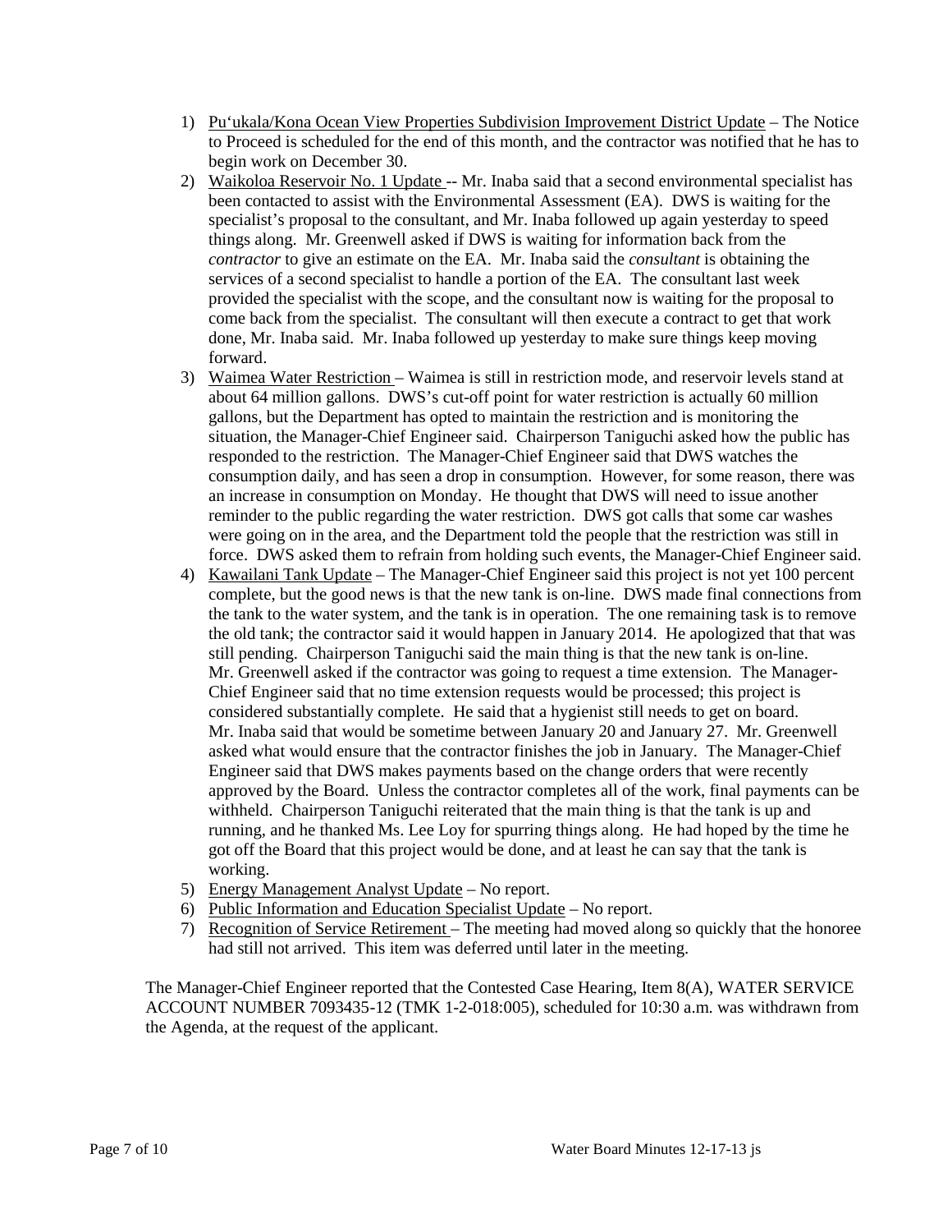1) Pu'ukala/Kona Ocean View Properties Subdivision Improvement District Update – The Notice to Proceed is scheduled for the end of this month, and the contractor was notified that he has to begin work on December 30.
2) Waikoloa Reservoir No. 1 Update -- Mr. Inaba said that a second environmental specialist has been contacted to assist with the Environmental Assessment (EA). DWS is waiting for the specialist's proposal to the consultant, and Mr. Inaba followed up again yesterday to speed things along. Mr. Greenwell asked if DWS is waiting for information back from the *contractor* to give an estimate on the EA. Mr. Inaba said the *consultant* is obtaining the services of a second specialist to handle a portion of the EA. The consultant last week provided the specialist with the scope, and the consultant now is waiting for the proposal to come back from the specialist. The consultant will then execute a contract to get that work done, Mr. Inaba said. Mr. Inaba followed up yesterday to make sure things keep moving forward.
3) Waimea Water Restriction – Waimea is still in restriction mode, and reservoir levels stand at about 64 million gallons. DWS's cut-off point for water restriction is actually 60 million gallons, but the Department has opted to maintain the restriction and is monitoring the situation, the Manager-Chief Engineer said. Chairperson Taniguchi asked how the public has responded to the restriction. The Manager-Chief Engineer said that DWS watches the consumption daily, and has seen a drop in consumption. However, for some reason, there was an increase in consumption on Monday. He thought that DWS will need to issue another reminder to the public regarding the water restriction. DWS got calls that some car washes were going on in the area, and the Department told the people that the restriction was still in force. DWS asked them to refrain from holding such events, the Manager-Chief Engineer said.
4) Kawailani Tank Update – The Manager-Chief Engineer said this project is not yet 100 percent complete, but the good news is that the new tank is on-line. DWS made final connections from the tank to the water system, and the tank is in operation. The one remaining task is to remove the old tank; the contractor said it would happen in January 2014. He apologized that that was still pending. Chairperson Taniguchi said the main thing is that the new tank is on-line. Mr. Greenwell asked if the contractor was going to request a time extension. The Manager-Chief Engineer said that no time extension requests would be processed; this project is considered substantially complete. He said that a hygienist still needs to get on board. Mr. Inaba said that would be sometime between January 20 and January 27. Mr. Greenwell asked what would ensure that the contractor finishes the job in January. The Manager-Chief Engineer said that DWS makes payments based on the change orders that were recently approved by the Board. Unless the contractor completes all of the work, final payments can be withheld. Chairperson Taniguchi reiterated that the main thing is that the tank is up and running, and he thanked Ms. Lee Loy for spurring things along. He had hoped by the time he got off the Board that this project would be done, and at least he can say that the tank is working.
5) Energy Management Analyst Update – No report.
6) Public Information and Education Specialist Update – No report.
7) Recognition of Service Retirement – The meeting had moved along so quickly that the honoree had still not arrived. This item was deferred until later in the meeting.

The Manager-Chief Engineer reported that the Contested Case Hearing, Item 8(A), WATER SERVICE ACCOUNT NUMBER 7093435-12 (TMK 1-2-018:005), scheduled for 10:30 a.m. was withdrawn from the Agenda, at the request of the applicant.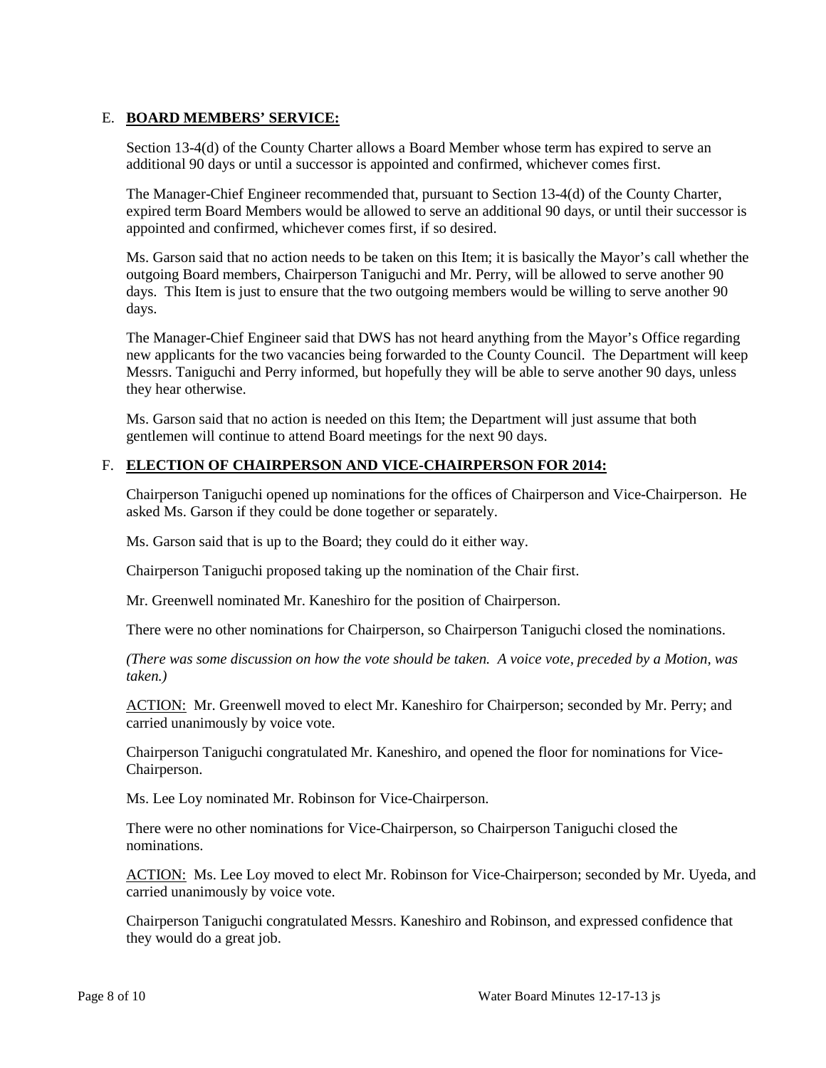E. **BOARD MEMBERS' SERVICE:**

Section 13-4(d) of the County Charter allows a Board Member whose term has expired to serve an additional 90 days or until a successor is appointed and confirmed, whichever comes first.

The Manager-Chief Engineer recommended that, pursuant to Section 13-4(d) of the County Charter, expired term Board Members would be allowed to serve an additional 90 days, or until their successor is appointed and confirmed, whichever comes first, if so desired.

Ms. Garson said that no action needs to be taken on this Item; it is basically the Mayor's call whether the outgoing Board members, Chairperson Taniguchi and Mr. Perry, will be allowed to serve another 90 days. This Item is just to ensure that the two outgoing members would be willing to serve another 90 days.

The Manager-Chief Engineer said that DWS has not heard anything from the Mayor's Office regarding new applicants for the two vacancies being forwarded to the County Council. The Department will keep Messrs. Taniguchi and Perry informed, but hopefully they will be able to serve another 90 days, unless they hear otherwise.

Ms. Garson said that no action is needed on this Item; the Department will just assume that both gentlemen will continue to attend Board meetings for the next 90 days.

F. **ELECTION OF CHAIRPERSON AND VICE-CHAIRPERSON FOR 2014:**

Chairperson Taniguchi opened up nominations for the offices of Chairperson and Vice-Chairperson. He asked Ms. Garson if they could be done together or separately.

Ms. Garson said that is up to the Board; they could do it either way.

Chairperson Taniguchi proposed taking up the nomination of the Chair first.

Mr. Greenwell nominated Mr. Kaneshiro for the position of Chairperson.

There were no other nominations for Chairperson, so Chairperson Taniguchi closed the nominations.

*(There was some discussion on how the vote should be taken. A voice vote, preceded by a Motion, was taken.)*

ACTION: Mr. Greenwell moved to elect Mr. Kaneshiro for Chairperson; seconded by Mr. Perry; and carried unanimously by voice vote.

Chairperson Taniguchi congratulated Mr. Kaneshiro, and opened the floor for nominations for Vice-Chairperson.

Ms. Lee Loy nominated Mr. Robinson for Vice-Chairperson.

There were no other nominations for Vice-Chairperson, so Chairperson Taniguchi closed the nominations.

ACTION: Ms. Lee Loy moved to elect Mr. Robinson for Vice-Chairperson; seconded by Mr. Uyeda, and carried unanimously by voice vote.

Chairperson Taniguchi congratulated Messrs. Kaneshiro and Robinson, and expressed confidence that they would do a great job.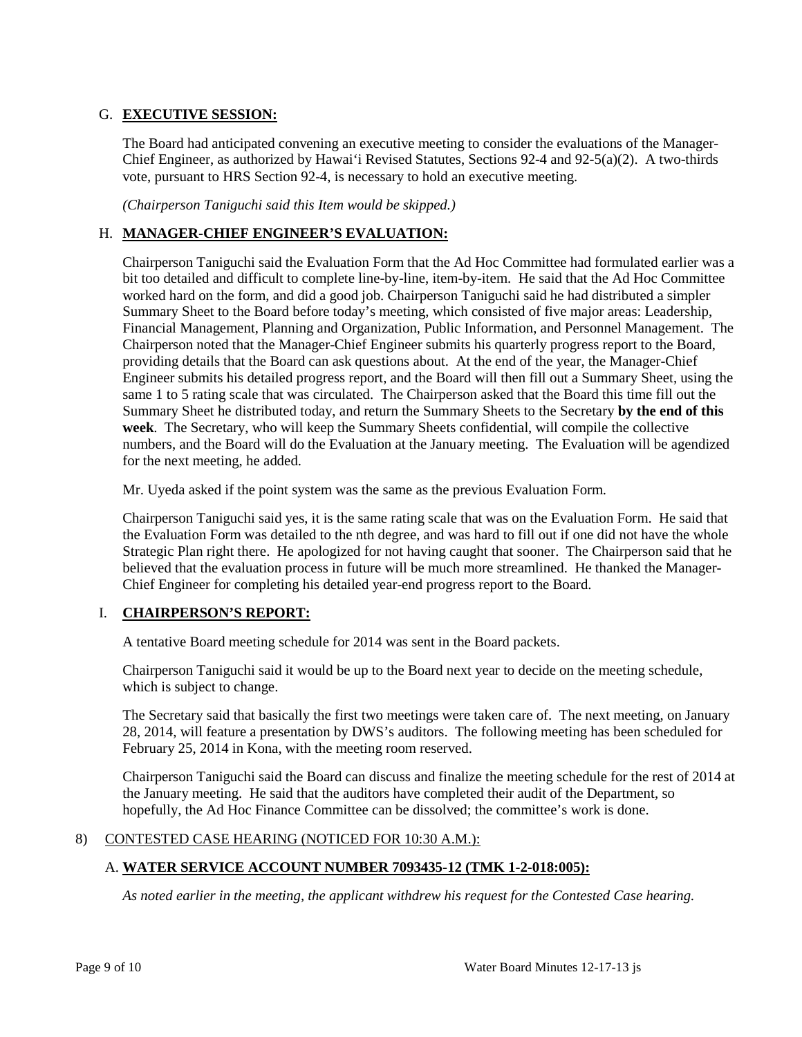## G. **EXECUTIVE SESSION:**

The Board had anticipated convening an executive meeting to consider the evaluations of the Manager-Chief Engineer, as authorized by Hawai'i Revised Statutes, Sections 92-4 and 92-5(a)(2). A two-thirds vote, pursuant to HRS Section 92-4, is necessary to hold an executive meeting.

*(Chairperson Taniguchi said this Item would be skipped.)*

## H. **MANAGER-CHIEF ENGINEER'S EVALUATION:**

Chairperson Taniguchi said the Evaluation Form that the Ad Hoc Committee had formulated earlier was a bit too detailed and difficult to complete line-by-line, item-by-item. He said that the Ad Hoc Committee worked hard on the form, and did a good job. Chairperson Taniguchi said he had distributed a simpler Summary Sheet to the Board before today's meeting, which consisted of five major areas: Leadership, Financial Management, Planning and Organization, Public Information, and Personnel Management. The Chairperson noted that the Manager-Chief Engineer submits his quarterly progress report to the Board, providing details that the Board can ask questions about. At the end of the year, the Manager-Chief Engineer submits his detailed progress report, and the Board will then fill out a Summary Sheet, using the same 1 to 5 rating scale that was circulated. The Chairperson asked that the Board this time fill out the Summary Sheet he distributed today, and return the Summary Sheets to the Secretary **by the end of this week**. The Secretary, who will keep the Summary Sheets confidential, will compile the collective numbers, and the Board will do the Evaluation at the January meeting. The Evaluation will be agendized for the next meeting, he added.

Mr. Uyeda asked if the point system was the same as the previous Evaluation Form.

Chairperson Taniguchi said yes, it is the same rating scale that was on the Evaluation Form. He said that the Evaluation Form was detailed to the nth degree, and was hard to fill out if one did not have the whole Strategic Plan right there. He apologized for not having caught that sooner. The Chairperson said that he believed that the evaluation process in future will be much more streamlined. He thanked the Manager-Chief Engineer for completing his detailed year-end progress report to the Board.

## I. **CHAIRPERSON'S REPORT:**

A tentative Board meeting schedule for 2014 was sent in the Board packets.

Chairperson Taniguchi said it would be up to the Board next year to decide on the meeting schedule, which is subject to change.

The Secretary said that basically the first two meetings were taken care of. The next meeting, on January 28, 2014, will feature a presentation by DWS's auditors. The following meeting has been scheduled for February 25, 2014 in Kona, with the meeting room reserved.

Chairperson Taniguchi said the Board can discuss and finalize the meeting schedule for the rest of 2014 at the January meeting. He said that the auditors have completed their audit of the Department, so hopefully, the Ad Hoc Finance Committee can be dissolved; the committee's work is done.

## 8) CONTESTED CASE HEARING (NOTICED FOR 10:30 A.M.):

### A. **WATER SERVICE ACCOUNT NUMBER 7093435-12 (TMK 1-2-018:005):**

*As noted earlier in the meeting, the applicant withdrew his request for the Contested Case hearing.*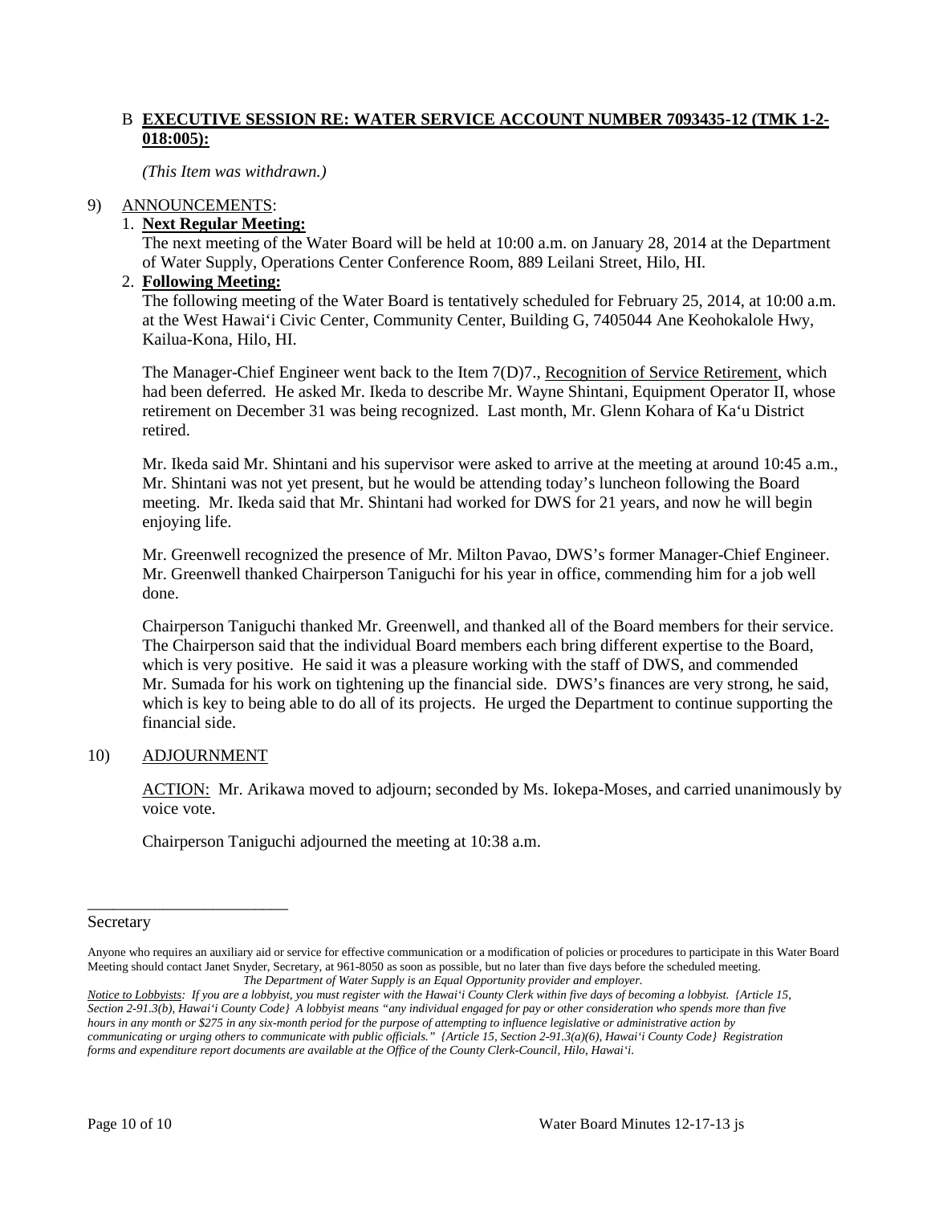B **EXECUTIVE SESSION RE: WATER SERVICE ACCOUNT NUMBER 7093435-12 (TMK 1-2-018:005):**

*(This Item was withdrawn.)*

9) ANNOUNCEMENTS:

1. **Next Regular Meeting:**
   The next meeting of the Water Board will be held at 10:00 a.m. on January 28, 2014 at the Department of Water Supply, Operations Center Conference Room, 889 Leilani Street, Hilo, HI.

2. **Following Meeting:**
   The following meeting of the Water Board is tentatively scheduled for February 25, 2014, at 10:00 a.m. at the West Hawai'i Civic Center, Community Center, Building G, 7405044 Ane Keohokalole Hwy, Kailua-Kona, Hilo, HI.

   The Manager-Chief Engineer went back to the Item 7(D)7., Recognition of Service Retirement, which had been deferred. He asked Mr. Ikeda to describe Mr. Wayne Shintani, Equipment Operator II, whose retirement on December 31 was being recognized. Last month, Mr. Glenn Kohara of Ka'u District retired.

   Mr. Ikeda said Mr. Shintani and his supervisor were asked to arrive at the meeting at around 10:45 a.m., Mr. Shintani was not yet present, but he would be attending today's luncheon following the Board meeting. Mr. Ikeda said that Mr. Shintani had worked for DWS for 21 years, and now he will begin enjoying life.

   Mr. Greenwell recognized the presence of Mr. Milton Pavao, DWS's former Manager-Chief Engineer. Mr. Greenwell thanked Chairperson Taniguchi for his year in office, commending him for a job well done.

   Chairperson Taniguchi thanked Mr. Greenwell, and thanked all of the Board members for their service. The Chairperson said that the individual Board members each bring different expertise to the Board, which is very positive. He said it was a pleasure working with the staff of DWS, and commended Mr. Sumada for his work on tightening up the financial side. DWS's finances are very strong, he said, which is key to being able to do all of its projects. He urged the Department to continue supporting the financial side.

10) ADJOURNMENT

ACTION: Mr. Arikawa moved to adjourn; seconded by Ms. Iokepa-Moses, and carried unanimously by voice vote.

Chairperson Taniguchi adjourned the meeting at 10:38 a.m.

\_\_\_\_\_\_\_\_\_\_\_\_\_\_\_\_\_\_\_\_\_\_\_\_

Secretary

Anyone who requires an auxiliary aid or service for effective communication or a modification of policies or procedures to participate in this Water Board Meeting should contact Janet Snyder, Secretary, at 961-8050 as soon as possible, but no later than five days before the scheduled meeting.

*The Department of Water Supply is an Equal Opportunity provider and employer.*

*Notice to Lobbyists: If you are a lobbyist, you must register with the Hawai'i County Clerk within five days of becoming a lobbyist. {Article 15, Section 2-91.3(b), Hawai'i County Code} A lobbyist means "any individual engaged for pay or other consideration who spends more than five hours in any month or $275 in any six-month period for the purpose of attempting to influence legislative or administrative action by communicating or urging others to communicate with public officials." {Article 15, Section 2-91.3(a)(6), Hawai'i County Code} Registration forms and expenditure report documents are available at the Office of the County Clerk-Council, Hilo, Hawai'i.*